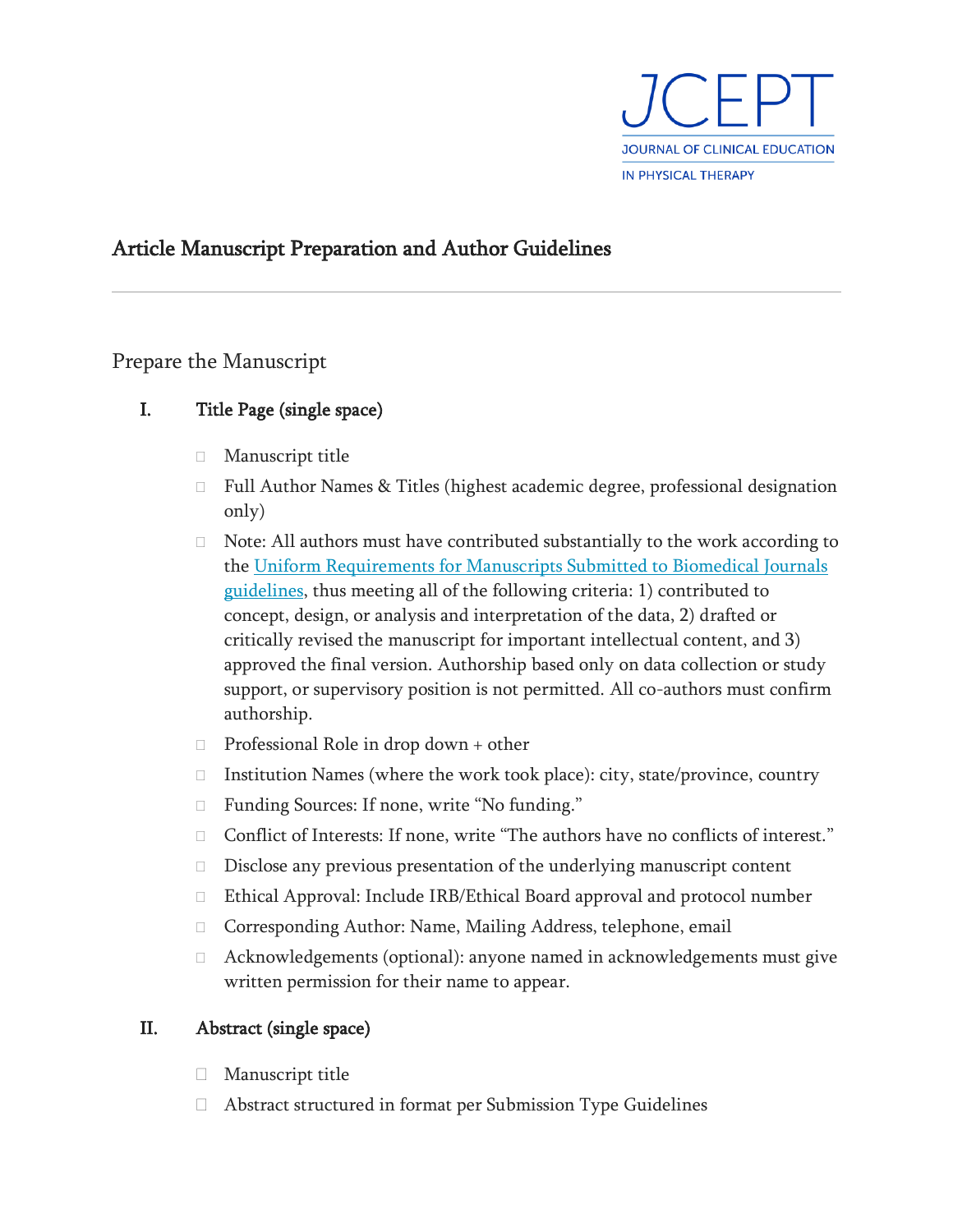JCEPT

JOURNAL OF CLINICAL EDUCATION IN PHYSICAL THERAPY

# Article Manuscript Preparation and Author Guidelines

---

## Prepare the Manuscript

### I. Title Page (single space)

- Manuscript title
- Full Author Names & Titles (highest academic degree, professional designation only)
- Note: All authors must have contributed substantially to the work according to the [Uniform Requirements for Manuscripts Submitted to Biomedical Journals guidelines](), thus meeting all of the following criteria: 1) contributed to concept, design, or analysis and interpretation of the data, 2) drafted or critically revised the manuscript for important intellectual content, and 3) approved the final version. Authorship based only on data collection or study support, or supervisory position is not permitted. All co-authors must confirm authorship.
- Professional Role in drop down + other
- Institution Names (where the work took place): city, state/province, country
- Funding Sources: If none, write "No funding."
- Conflict of Interests: If none, write "The authors have no conflicts of interest."
- Disclose any previous presentation of the underlying manuscript content
- Ethical Approval: Include IRB/Ethical Board approval and protocol number
- Corresponding Author: Name, Mailing Address, telephone, email
- Acknowledgements (optional): anyone named in acknowledgements must give written permission for their name to appear.

### II. Abstract (single space)

- Manuscript title
- Abstract structured in format per Submission Type Guidelines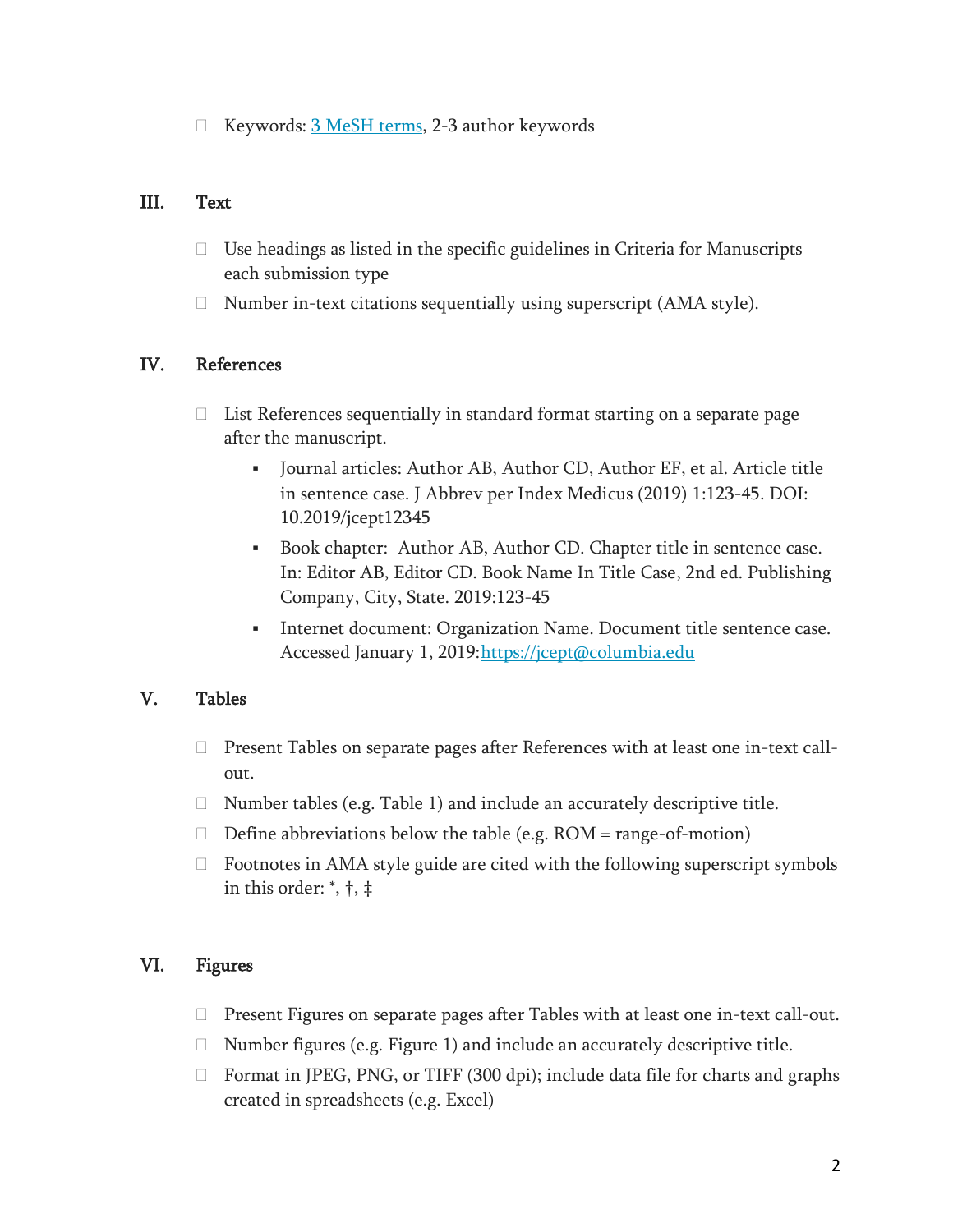- Keywords: [3 MeSH terms](), 2-3 author keywords

## III. Text

- Use headings as listed in the specific guidelines in Criteria for Manuscripts each submission type
- Number in-text citations sequentially using superscript (AMA style).

## IV. References

- List References sequentially in standard format starting on a separate page after the manuscript.
  - Journal articles: Author AB, Author CD, Author EF, et al. Article title in sentence case. J Abbrev per Index Medicus (2019) 1:123-45. DOI: 10.2019/jcept12345
  - Book chapter: Author AB, Author CD. Chapter title in sentence case. In: Editor AB, Editor CD. Book Name In Title Case, 2nd ed. Publishing Company, City, State. 2019:123-45
  - Internet document: Organization Name. Document title sentence case. Accessed January 1, 2019:[https://jcept@columbia.edu](https://jcept@columbia.edu)

## V. Tables

- Present Tables on separate pages after References with at least one in-text call-out.
- Number tables (e.g. Table 1) and include an accurately descriptive title.
- Define abbreviations below the table (e.g. ROM = range-of-motion)
- Footnotes in AMA style guide are cited with the following superscript symbols in this order: *, †, ‡

## VI. Figures

- Present Figures on separate pages after Tables with at least one in-text call-out.
- Number figures (e.g. Figure 1) and include an accurately descriptive title.
- Format in JPEG, PNG, or TIFF (300 dpi); include data file for charts and graphs created in spreadsheets (e.g. Excel)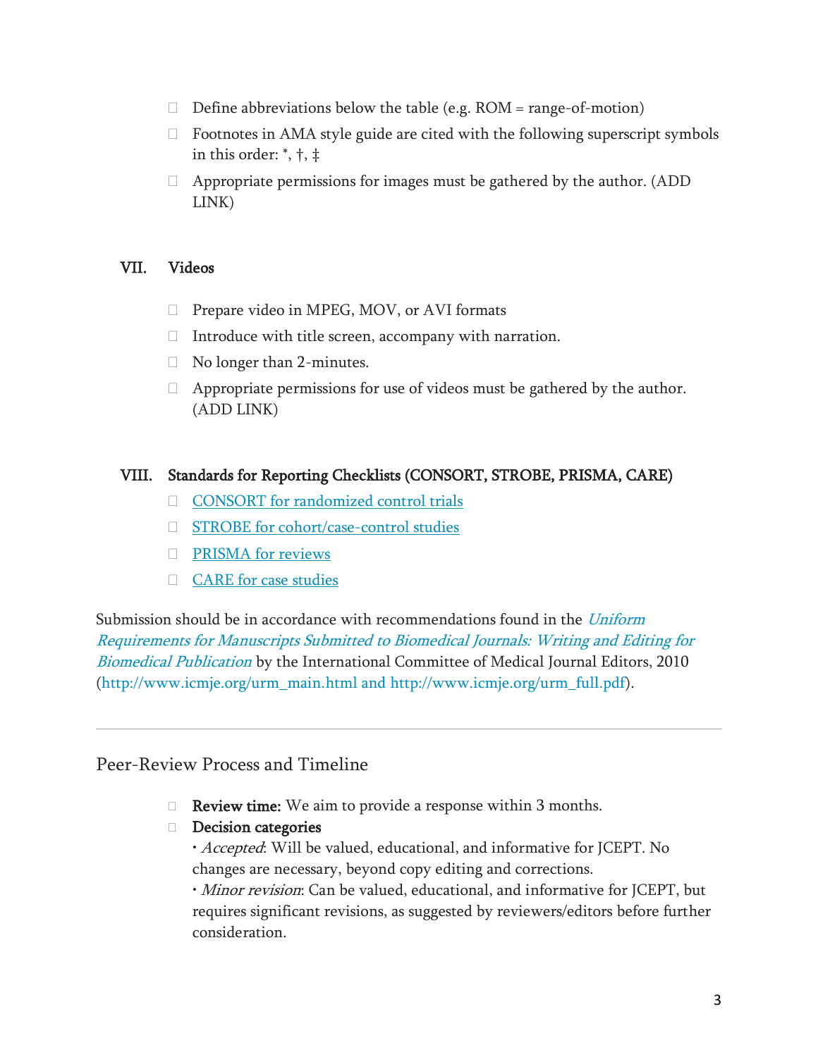- Define abbreviations below the table (e.g. ROM = range-of-motion)
- Footnotes in AMA style guide are cited with the following superscript symbols in this order: *, †, ‡
- Appropriate permissions for images must be gathered by the author. (ADD LINK)

### VII. Videos

- Prepare video in MPEG, MOV, or AVI formats
- Introduce with title screen, accompany with narration.
- No longer than 2-minutes.
- Appropriate permissions for use of videos must be gathered by the author. (ADD LINK)

### VIII. Standards for Reporting Checklists (CONSORT, STROBE, PRISMA, CARE)

- CONSORT for randomized control trials
- STROBE for cohort/case-control studies
- PRISMA for reviews
- CARE for case studies

Submission should be in accordance with recommendations found in the *Uniform Requirements for Manuscripts Submitted to Biomedical Journals: Writing and Editing for Biomedical Publication* by the International Committee of Medical Journal Editors, 2010 (http://www.icmje.org/urm_main.html and http://www.icmje.org/urm_full.pdf).

---

## Peer-Review Process and Timeline

- **Review time:** We aim to provide a response within 3 months.
- **Decision categories**
  • *Accepted*: Will be valued, educational, and informative for JCEPT. No changes are necessary, beyond copy editing and corrections.
  • *Minor revision*: Can be valued, educational, and informative for JCEPT, but requires significant revisions, as suggested by reviewers/editors before further consideration.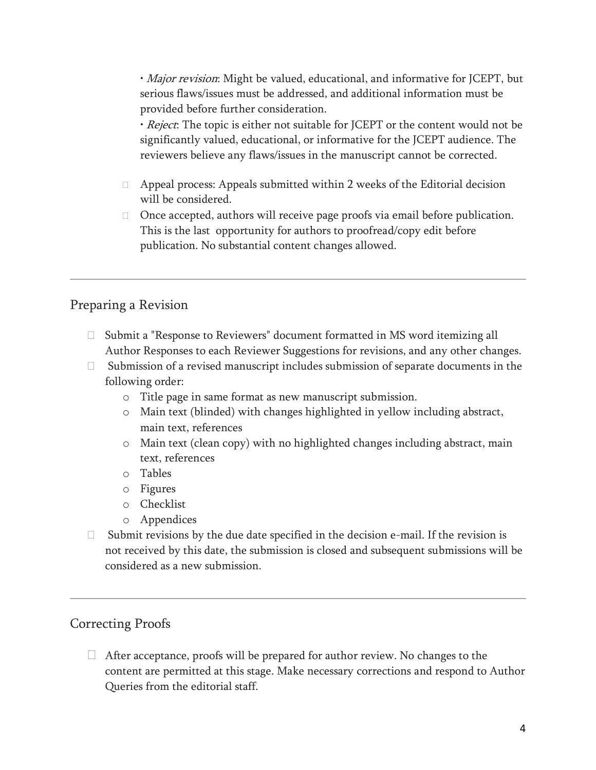- *Major revision*: Might be valued, educational, and informative for JCEPT, but serious flaws/issues must be addressed, and additional information must be provided before further consideration.
- *Reject*: The topic is either not suitable for JCEPT or the content would not be significantly valued, educational, or informative for the JCEPT audience. The reviewers believe any flaws/issues in the manuscript cannot be corrected.

- Appeal process: Appeals submitted within 2 weeks of the Editorial decision will be considered.
- Once accepted, authors will receive page proofs via email before publication. This is the last opportunity for authors to proofread/copy edit before publication. No substantial content changes allowed.

---

## Preparing a Revision

- Submit a "Response to Reviewers" document formatted in MS word itemizing all Author Responses to each Reviewer Suggestions for revisions, and any other changes.
- Submission of a revised manuscript includes submission of separate documents in the following order:
  - Title page in same format as new manuscript submission.
  - Main text (blinded) with changes highlighted in yellow including abstract, main text, references
  - Main text (clean copy) with no highlighted changes including abstract, main text, references
  - Tables
  - Figures
  - Checklist
  - Appendices
- Submit revisions by the due date specified in the decision e-mail. If the revision is not received by this date, the submission is closed and subsequent submissions will be considered as a new submission.

---

## Correcting Proofs

- After acceptance, proofs will be prepared for author review. No changes to the content are permitted at this stage. Make necessary corrections and respond to Author Queries from the editorial staff.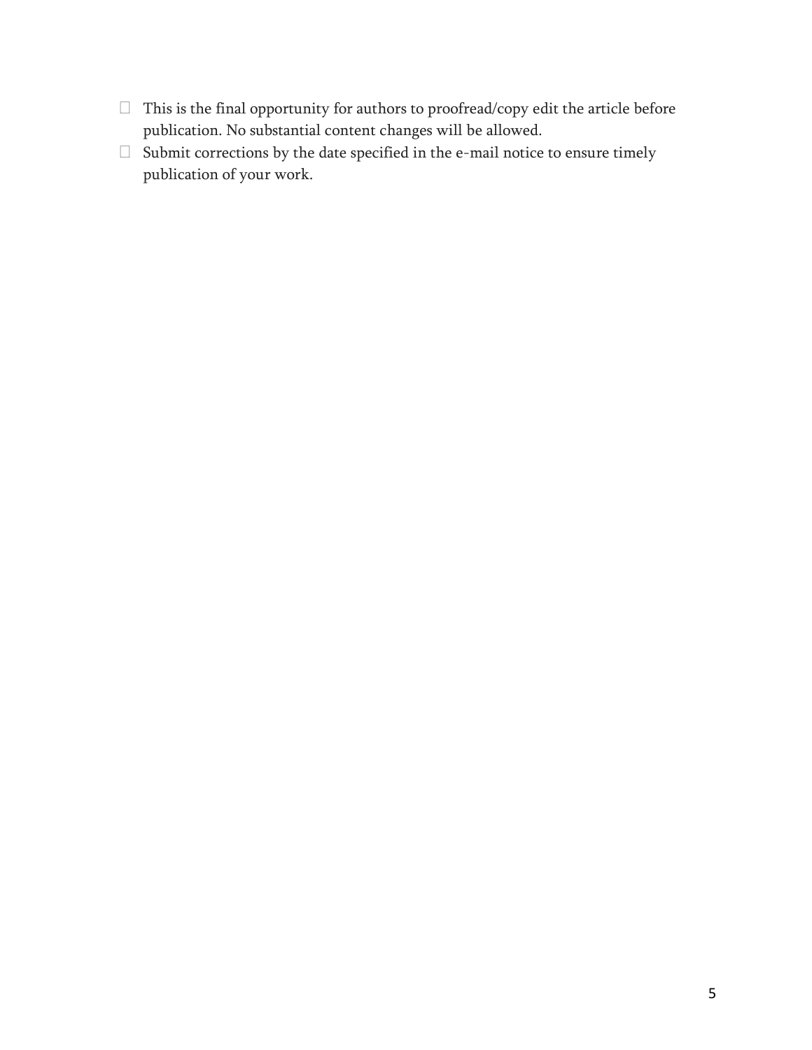- This is the final opportunity for authors to proofread/copy edit the article before publication. No substantial content changes will be allowed.
- Submit corrections by the date specified in the e-mail notice to ensure timely publication of your work.